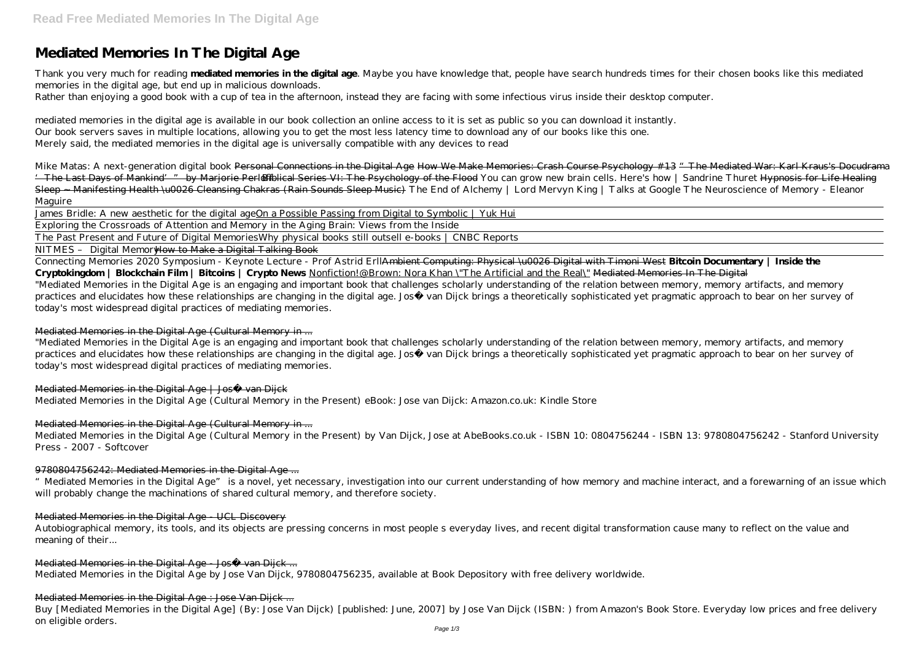# Mediated Memories In The Digital Age

Thank you very much for reading **mediated memories in the digital age**. Maybe you have knowledge that, people have search hundreds times for their chosen books like this mediated memories in the digital age, but end up in malicious downloads.
Rather than enjoying a good book with a cup of tea in the afternoon, instead they are facing with some infectious virus inside their desktop computer.

mediated memories in the digital age is available in our book collection an online access to it is set as public so you can download it instantly.
Our book servers saves in multiple locations, allowing you to get the most less latency time to download any of our books like this one.
Merely said, the mediated memories in the digital age is universally compatible with any devices to read

*Mike Matas: A next-generation digital book* ~~Personal Connections in the Digital Age~~ ~~How We Make Memories: Crash Course Psychology #13~~ ~~"The Mediated War: Karl Kraus's Docudrama 'The Last Days of Mankind'" by Marjorie Perloff~~ ~~Biblical Series VI: The Psychology of the Flood~~ *You can grow new brain cells. Here's how | Sandrine Thuret* ~~Hypnosis for Life Healing Sleep ~ Manifesting Health \u0026 Cleansing Chakras (Rain Sounds Sleep Music)~~ *The End of Alchemy | Lord Mervyn King | Talks at Google* *The Neuroscience of Memory - Eleanor Maguire*

James Bridle: A new aesthetic for the digital age On a Possible Passing from Digital to Symbolic | Yuk Hui

Exploring the Crossroads of Attention and Memory in the Aging Brain: Views from the Inside

The Past Present and Future of Digital Memories *Why physical books still outsell e-books | CNBC Reports*

NITMES – Digital Memory ~~How to Make a Digital Talking Book~~

Connecting Memories 2020 Symposium - Keynote Lecture - Prof Astrid Erll ~~Ambient Computing: Physical \u0026 Digital with Timoni West~~ **Bitcoin Documentary | Inside the Cryptokingdom | Blockchain Film | Bitcoins | Crypto News** Nonfiction!@Brown: Nora Khan \"The Artificial and the Real\" ~~Mediated Memories In The Digital~~

"Mediated Memories in the Digital Age is an engaging and important book that challenges scholarly understanding of the relation between memory, memory artifacts, and memory practices and elucidates how these relationships are changing in the digital age. José van Dijck brings a theoretically sophisticated yet pragmatic approach to bear on her survey of today's most widespread digital practices of mediating memories.

## Mediated Memories in the Digital Age (Cultural Memory in ...

"Mediated Memories in the Digital Age is an engaging and important book that challenges scholarly understanding of the relation between memory, memory artifacts, and memory practices and elucidates how these relationships are changing in the digital age. José van Dijck brings a theoretically sophisticated yet pragmatic approach to bear on her survey of today's most widespread digital practices of mediating memories.

## Mediated Memories in the Digital Age | José van Dijck

Mediated Memories in the Digital Age (Cultural Memory in the Present) eBook: Jose van Dijck: Amazon.co.uk: Kindle Store

## Mediated Memories in the Digital Age (Cultural Memory in ...

Mediated Memories in the Digital Age (Cultural Memory in the Present) by Van Dijck, Jose at AbeBooks.co.uk - ISBN 10: 0804756244 - ISBN 13: 9780804756242 - Stanford University Press - 2007 - Softcover

## 9780804756242: Mediated Memories in the Digital Age ...

"Mediated Memories in the Digital Age" is a novel, yet necessary, investigation into our current understanding of how memory and machine interact, and a forewarning of an issue which will probably change the machinations of shared cultural memory, and therefore society.

## Mediated Memories in the Digital Age - UCL Discovery

Autobiographical memory, its tools, and its objects are pressing concerns in most people s everyday lives, and recent digital transformation cause many to reflect on the value and meaning of their...

## Mediated Memories in the Digital Age - José van Dijck ...

Mediated Memories in the Digital Age by Jose Van Dijck, 9780804756235, available at Book Depository with free delivery worldwide.

## Mediated Memories in the Digital Age : Jose Van Dijck ...

Buy [Mediated Memories in the Digital Age] (By: Jose Van Dijck) [published: June, 2007] by Jose Van Dijck (ISBN: ) from Amazon's Book Store. Everyday low prices and free delivery on eligible orders.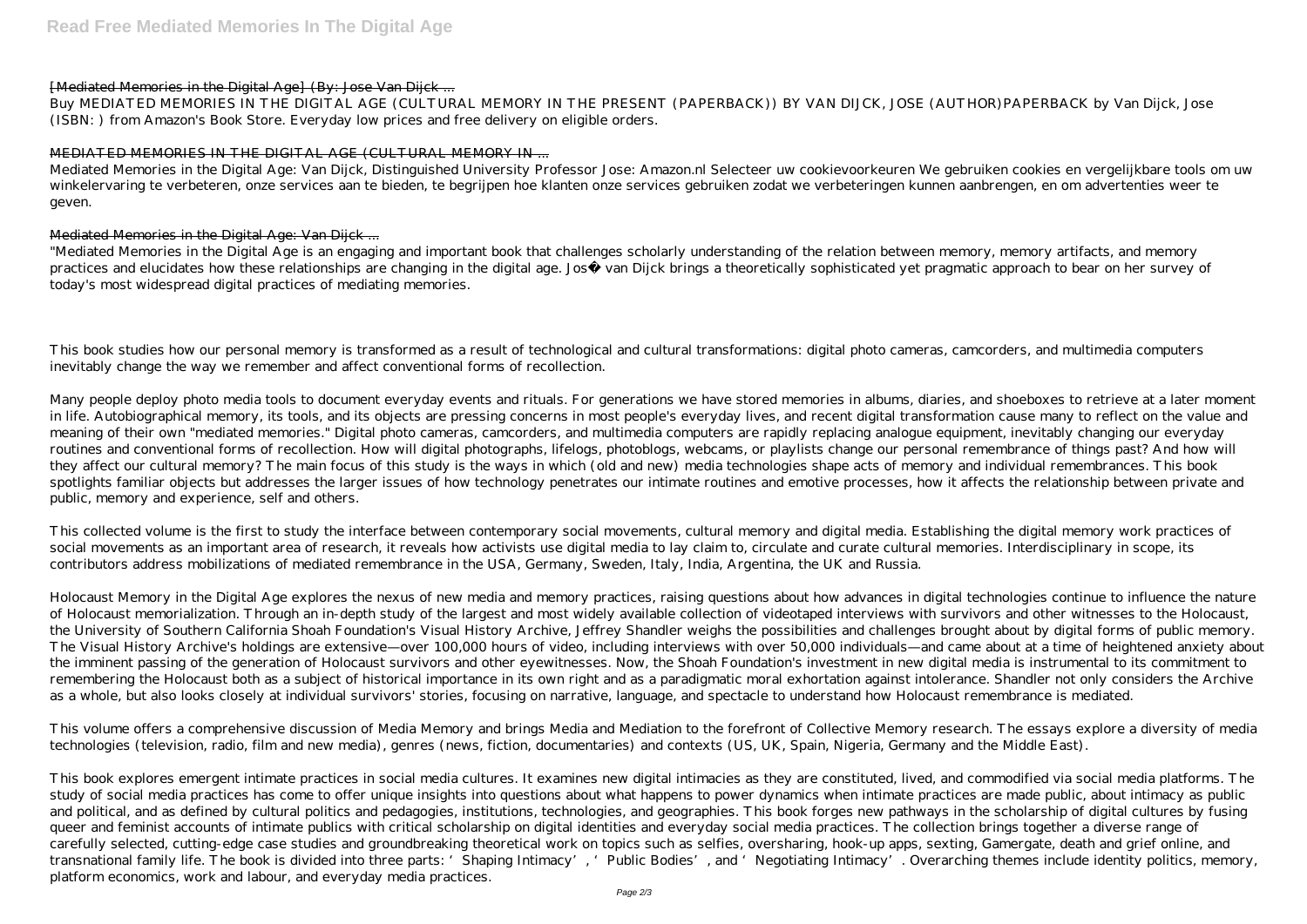### [Mediated Memories in the Digital Age] (By: Jose Van Dijck ...

Buy MEDIATED MEMORIES IN THE DIGITAL AGE (CULTURAL MEMORY IN THE PRESENT (PAPERBACK)) BY VAN DIJCK, JOSE (AUTHOR)PAPERBACK by Van Dijck, Jose (ISBN: ) from Amazon's Book Store. Everyday low prices and free delivery on eligible orders.

### MEDIATED MEMORIES IN THE DIGITAL AGE (CULTURAL MEMORY IN ...

Mediated Memories in the Digital Age: Van Dijck, Distinguished University Professor Jose: Amazon.nl Selecteer uw cookievoorkeuren We gebruiken cookies en vergelijkbare tools om uw winkelervaring te verbeteren, onze services aan te bieden, te begrijpen hoe klanten onze services gebruiken zodat we verbeteringen kunnen aanbrengen, en om advertenties weer te geven.

### Mediated Memories in the Digital Age: Van Dijck ...

"Mediated Memories in the Digital Age is an engaging and important book that challenges scholarly understanding of the relation between memory, memory artifacts, and memory practices and elucidates how these relationships are changing in the digital age. Jos� van Dijck brings a theoretically sophisticated yet pragmatic approach to bear on her survey of today's most widespread digital practices of mediating memories.

This book studies how our personal memory is transformed as a result of technological and cultural transformations: digital photo cameras, camcorders, and multimedia computers inevitably change the way we remember and affect conventional forms of recollection.

Many people deploy photo media tools to document everyday events and rituals. For generations we have stored memories in albums, diaries, and shoeboxes to retrieve at a later moment in life. Autobiographical memory, its tools, and its objects are pressing concerns in most people's everyday lives, and recent digital transformation cause many to reflect on the value and meaning of their own "mediated memories." Digital photo cameras, camcorders, and multimedia computers are rapidly replacing analogue equipment, inevitably changing our everyday routines and conventional forms of recollection. How will digital photographs, lifelogs, photoblogs, webcams, or playlists change our personal remembrance of things past? And how will they affect our cultural memory? The main focus of this study is the ways in which (old and new) media technologies shape acts of memory and individual remembrances. This book spotlights familiar objects but addresses the larger issues of how technology penetrates our intimate routines and emotive processes, how it affects the relationship between private and public, memory and experience, self and others.

This collected volume is the first to study the interface between contemporary social movements, cultural memory and digital media. Establishing the digital memory work practices of social movements as an important area of research, it reveals how activists use digital media to lay claim to, circulate and curate cultural memories. Interdisciplinary in scope, its contributors address mobilizations of mediated remembrance in the USA, Germany, Sweden, Italy, India, Argentina, the UK and Russia.

Holocaust Memory in the Digital Age explores the nexus of new media and memory practices, raising questions about how advances in digital technologies continue to influence the nature of Holocaust memorialization. Through an in-depth study of the largest and most widely available collection of videotaped interviews with survivors and other witnesses to the Holocaust, the University of Southern California Shoah Foundation's Visual History Archive, Jeffrey Shandler weighs the possibilities and challenges brought about by digital forms of public memory. The Visual History Archive's holdings are extensive—over 100,000 hours of video, including interviews with over 50,000 individuals—and came about at a time of heightened anxiety about the imminent passing of the generation of Holocaust survivors and other eyewitnesses. Now, the Shoah Foundation's investment in new digital media is instrumental to its commitment to remembering the Holocaust both as a subject of historical importance in its own right and as a paradigmatic moral exhortation against intolerance. Shandler not only considers the Archive as a whole, but also looks closely at individual survivors' stories, focusing on narrative, language, and spectacle to understand how Holocaust remembrance is mediated.

This volume offers a comprehensive discussion of Media Memory and brings Media and Mediation to the forefront of Collective Memory research. The essays explore a diversity of media technologies (television, radio, film and new media), genres (news, fiction, documentaries) and contexts (US, UK, Spain, Nigeria, Germany and the Middle East).

This book explores emergent intimate practices in social media cultures. It examines new digital intimacies as they are constituted, lived, and commodified via social media platforms. The study of social media practices has come to offer unique insights into questions about what happens to power dynamics when intimate practices are made public, about intimacy as public and political, and as defined by cultural politics and pedagogies, institutions, technologies, and geographies. This book forges new pathways in the scholarship of digital cultures by fusing queer and feminist accounts of intimate publics with critical scholarship on digital identities and everyday social media practices. The collection brings together a diverse range of carefully selected, cutting-edge case studies and groundbreaking theoretical work on topics such as selfies, oversharing, hook-up apps, sexting, Gamergate, death and grief online, and transnational family life. The book is divided into three parts: 'Shaping Intimacy', 'Public Bodies', and 'Negotiating Intimacy'. Overarching themes include identity politics, memory, platform economics, work and labour, and everyday media practices.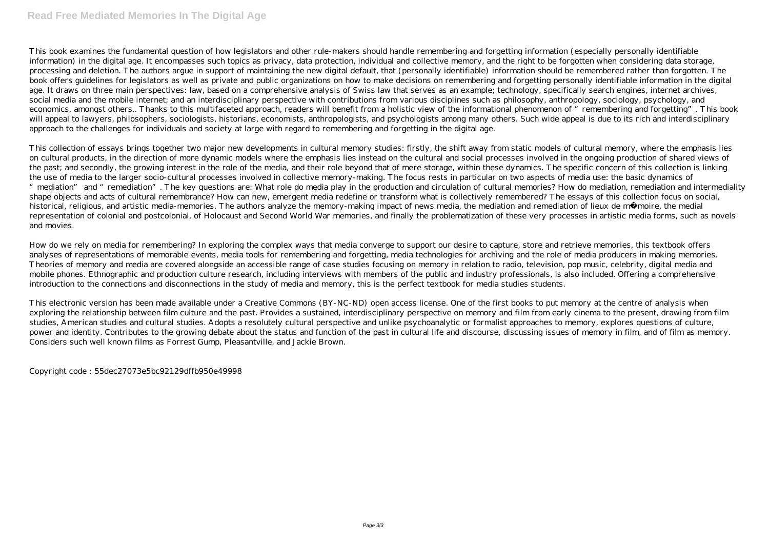This book examines the fundamental question of how legislators and other rule-makers should handle remembering and forgetting information (especially personally identifiable information) in the digital age. It encompasses such topics as privacy, data protection, individual and collective memory, and the right to be forgotten when considering data storage, processing and deletion. The authors argue in support of maintaining the new digital default, that (personally identifiable) information should be remembered rather than forgotten. The book offers guidelines for legislators as well as private and public organizations on how to make decisions on remembering and forgetting personally identifiable information in the digital age. It draws on three main perspectives: law, based on a comprehensive analysis of Swiss law that serves as an example; technology, specifically search engines, internet archives, social media and the mobile internet; and an interdisciplinary perspective with contributions from various disciplines such as philosophy, anthropology, sociology, psychology, and economics, amongst others.. Thanks to this multifaceted approach, readers will benefit from a holistic view of the informational phenomenon of "remembering and forgetting". This book will appeal to lawyers, philosophers, sociologists, historians, economists, anthropologists, and psychologists among many others. Such wide appeal is due to its rich and interdisciplinary approach to the challenges for individuals and society at large with regard to remembering and forgetting in the digital age.

This collection of essays brings together two major new developments in cultural memory studies: firstly, the shift away from static models of cultural memory, where the emphasis lies on cultural products, in the direction of more dynamic models where the emphasis lies instead on the cultural and social processes involved in the ongoing production of shared views of the past; and secondly, the growing interest in the role of the media, and their role beyond that of mere storage, within these dynamics. The specific concern of this collection is linking the use of media to the larger socio-cultural processes involved in collective memory-making. The focus rests in particular on two aspects of media use: the basic dynamics of "mediation" and "remediation". The key questions are: What role do media play in the production and circulation of cultural memories? How do mediation, remediation and intermediality shape objects and acts of cultural remembrance? How can new, emergent media redefine or transform what is collectively remembered? The essays of this collection focus on social, historical, religious, and artistic media-memories. The authors analyze the memory-making impact of news media, the mediation and remediation of lieux de mémoire, the medial representation of colonial and postcolonial, of Holocaust and Second World War memories, and finally the problematization of these very processes in artistic media forms, such as novels and movies.

How do we rely on media for remembering? In exploring the complex ways that media converge to support our desire to capture, store and retrieve memories, this textbook offers analyses of representations of memorable events, media tools for remembering and forgetting, media technologies for archiving and the role of media producers in making memories. Theories of memory and media are covered alongside an accessible range of case studies focusing on memory in relation to radio, television, pop music, celebrity, digital media and mobile phones. Ethnographic and production culture research, including interviews with members of the public and industry professionals, is also included. Offering a comprehensive introduction to the connections and disconnections in the study of media and memory, this is the perfect textbook for media studies students.

This electronic version has been made available under a Creative Commons (BY-NC-ND) open access license. One of the first books to put memory at the centre of analysis when exploring the relationship between film culture and the past. Provides a sustained, interdisciplinary perspective on memory and film from early cinema to the present, drawing from film studies, American studies and cultural studies. Adopts a resolutely cultural perspective and unlike psychoanalytic or formalist approaches to memory, explores questions of culture, power and identity. Contributes to the growing debate about the status and function of the past in cultural life and discourse, discussing issues of memory in film, and of film as memory. Considers such well known films as Forrest Gump, Pleasantville, and Jackie Brown.

Copyright code : 55dec27073e5bc92129dffb950e49998